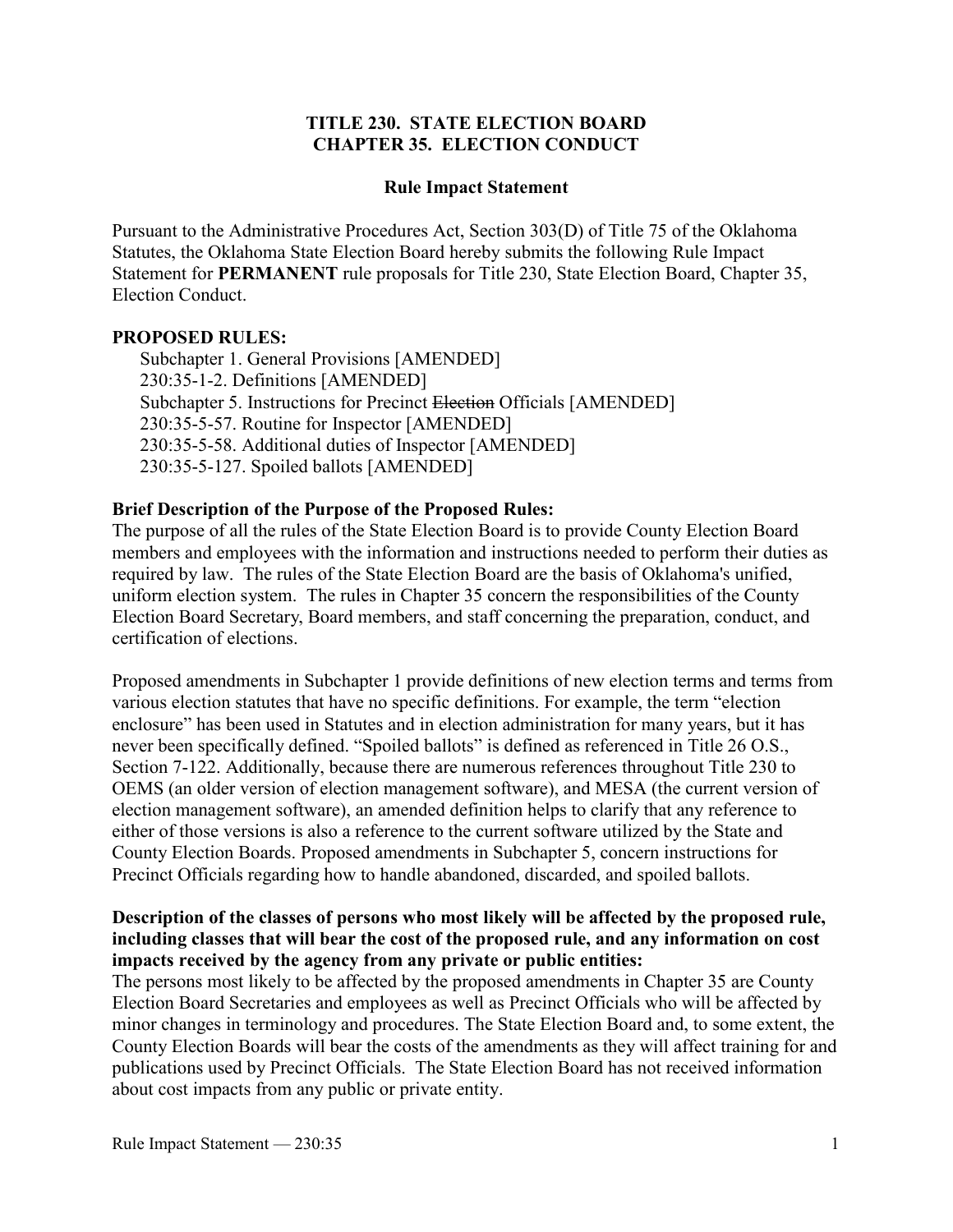**TITLE 230. STATE ELECTION BOARD**
**CHAPTER 35. ELECTION CONDUCT**

**Rule Impact Statement**

Pursuant to the Administrative Procedures Act, Section 303(D) of Title 75 of the Oklahoma Statutes, the Oklahoma State Election Board hereby submits the following Rule Impact Statement for **PERMANENT** rule proposals for Title 230, State Election Board, Chapter 35, Election Conduct.

**PROPOSED RULES:**

Subchapter 1. General Provisions [AMENDED]
230:35-1-2. Definitions [AMENDED]
Subchapter 5. Instructions for Precinct ~~Election~~ Officials [AMENDED]
230:35-5-57. Routine for Inspector [AMENDED]
230:35-5-58. Additional duties of Inspector [AMENDED]
230:35-5-127. Spoiled ballots [AMENDED]

**Brief Description of the Purpose of the Proposed Rules:**
The purpose of all the rules of the State Election Board is to provide County Election Board members and employees with the information and instructions needed to perform their duties as required by law. The rules of the State Election Board are the basis of Oklahoma's unified, uniform election system. The rules in Chapter 35 concern the responsibilities of the County Election Board Secretary, Board members, and staff concerning the preparation, conduct, and certification of elections.

Proposed amendments in Subchapter 1 provide definitions of new election terms and terms from various election statutes that have no specific definitions. For example, the term "election enclosure" has been used in Statutes and in election administration for many years, but it has never been specifically defined. "Spoiled ballots" is defined as referenced in Title 26 O.S., Section 7-122. Additionally, because there are numerous references throughout Title 230 to OEMS (an older version of election management software), and MESA (the current version of election management software), an amended definition helps to clarify that any reference to either of those versions is also a reference to the current software utilized by the State and County Election Boards. Proposed amendments in Subchapter 5, concern instructions for Precinct Officials regarding how to handle abandoned, discarded, and spoiled ballots.

**Description of the classes of persons who most likely will be affected by the proposed rule, including classes that will bear the cost of the proposed rule, and any information on cost impacts received by the agency from any private or public entities:**
The persons most likely to be affected by the proposed amendments in Chapter 35 are County Election Board Secretaries and employees as well as Precinct Officials who will be affected by minor changes in terminology and procedures. The State Election Board and, to some extent, the County Election Boards will bear the costs of the amendments as they will affect training for and publications used by Precinct Officials. The State Election Board has not received information about cost impacts from any public or private entity.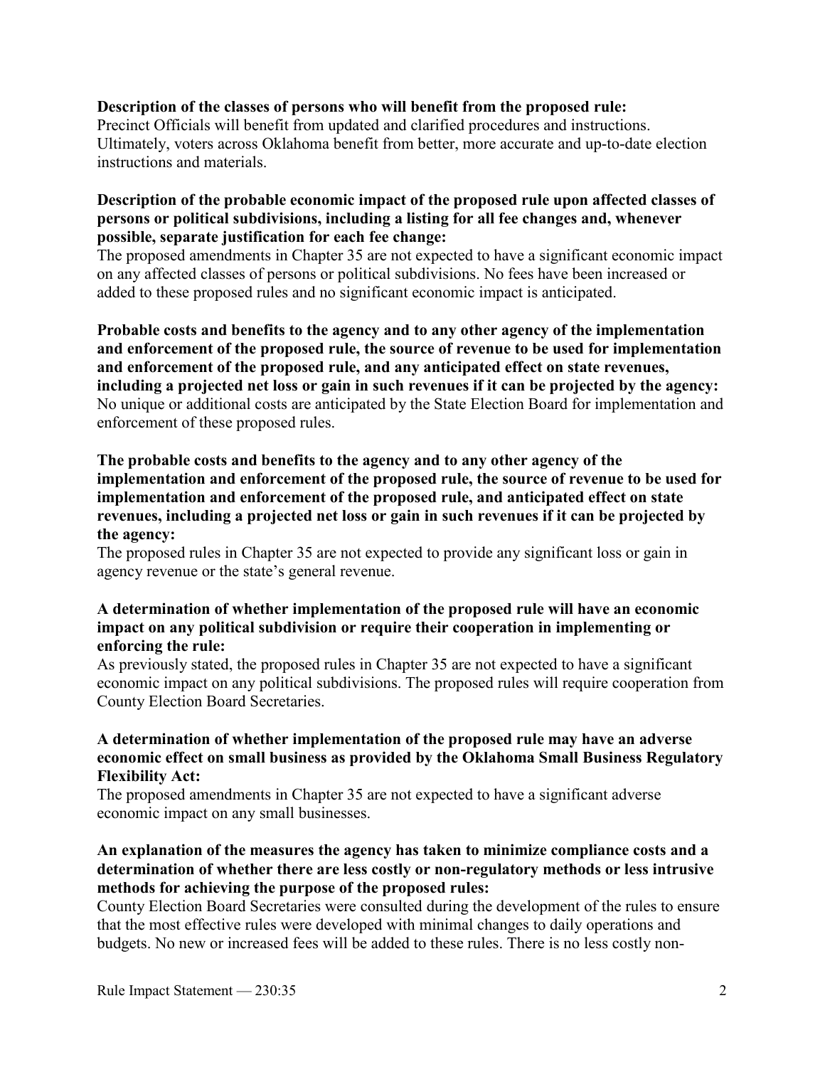**Description of the classes of persons who will benefit from the proposed rule:**
Precinct Officials will benefit from updated and clarified procedures and instructions. Ultimately, voters across Oklahoma benefit from better, more accurate and up-to-date election instructions and materials.

**Description of the probable economic impact of the proposed rule upon affected classes of persons or political subdivisions, including a listing for all fee changes and, whenever possible, separate justification for each fee change:**
The proposed amendments in Chapter 35 are not expected to have a significant economic impact on any affected classes of persons or political subdivisions. No fees have been increased or added to these proposed rules and no significant economic impact is anticipated.

**Probable costs and benefits to the agency and to any other agency of the implementation and enforcement of the proposed rule, the source of revenue to be used for implementation and enforcement of the proposed rule, and any anticipated effect on state revenues, including a projected net loss or gain in such revenues if it can be projected by the agency:**
No unique or additional costs are anticipated by the State Election Board for implementation and enforcement of these proposed rules.

**The probable costs and benefits to the agency and to any other agency of the implementation and enforcement of the proposed rule, the source of revenue to be used for implementation and enforcement of the proposed rule, and anticipated effect on state revenues, including a projected net loss or gain in such revenues if it can be projected by the agency:**
The proposed rules in Chapter 35 are not expected to provide any significant loss or gain in agency revenue or the state's general revenue.

**A determination of whether implementation of the proposed rule will have an economic impact on any political subdivision or require their cooperation in implementing or enforcing the rule:**
As previously stated, the proposed rules in Chapter 35 are not expected to have a significant economic impact on any political subdivisions. The proposed rules will require cooperation from County Election Board Secretaries.

**A determination of whether implementation of the proposed rule may have an adverse economic effect on small business as provided by the Oklahoma Small Business Regulatory Flexibility Act:**
The proposed amendments in Chapter 35 are not expected to have a significant adverse economic impact on any small businesses.

**An explanation of the measures the agency has taken to minimize compliance costs and a determination of whether there are less costly or non-regulatory methods or less intrusive methods for achieving the purpose of the proposed rules:**
County Election Board Secretaries were consulted during the development of the rules to ensure that the most effective rules were developed with minimal changes to daily operations and budgets. No new or increased fees will be added to these rules. There is no less costly non-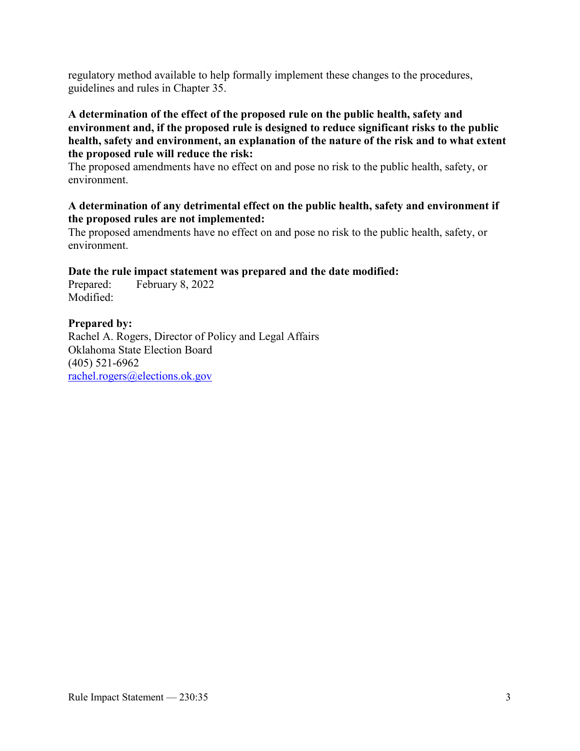regulatory method available to help formally implement these changes to the procedures, guidelines and rules in Chapter 35.

**A determination of the effect of the proposed rule on the public health, safety and environment and, if the proposed rule is designed to reduce significant risks to the public health, safety and environment, an explanation of the nature of the risk and to what extent the proposed rule will reduce the risk:**
The proposed amendments have no effect on and pose no risk to the public health, safety, or environment.

**A determination of any detrimental effect on the public health, safety and environment if the proposed rules are not implemented:**
The proposed amendments have no effect on and pose no risk to the public health, safety, or environment.

**Date the rule impact statement was prepared and the date modified:**
Prepared: February 8, 2022
Modified:

**Prepared by:**
Rachel A. Rogers, Director of Policy and Legal Affairs
Oklahoma State Election Board
(405) 521-6962
rachel.rogers@elections.ok.gov